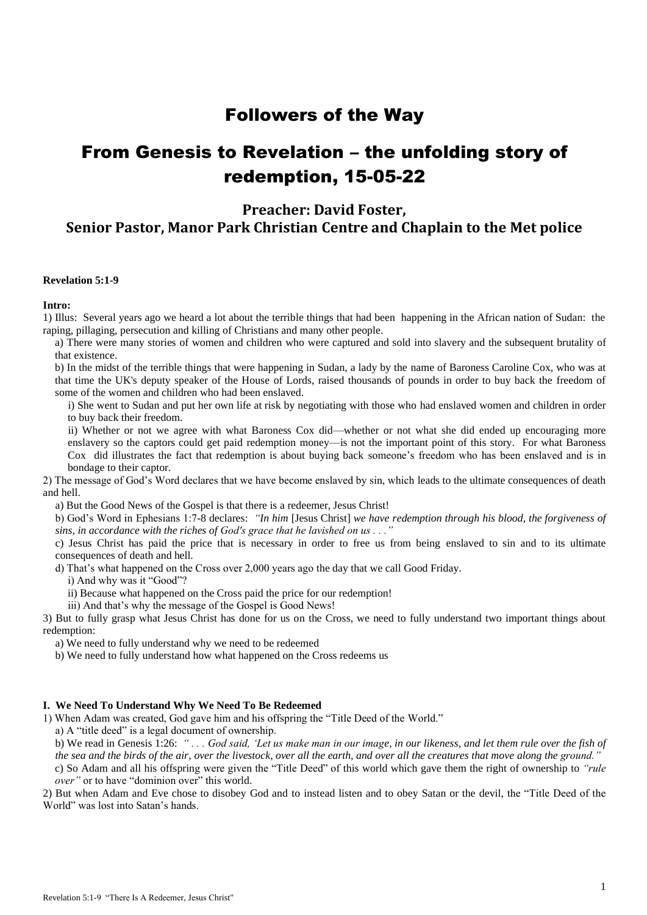# Followers of the Way

# From Genesis to Revelation – the unfolding story of redemption, 15-05-22

### Preacher: David Foster, Senior Pastor, Manor Park Christian Centre and Chaplain to the Met police

**Revelation 5:1-9**

**Intro:**

1) Illus: Several years ago we heard a lot about the terrible things that had been happening in the African nation of Sudan: the raping, pillaging, persecution and killing of Christians and many other people.

a) There were many stories of women and children who were captured and sold into slavery and the subsequent brutality of that existence.

b) In the midst of the terrible things that were happening in Sudan, a lady by the name of Baroness Caroline Cox, who was at that time the UK's deputy speaker of the House of Lords, raised thousands of pounds in order to buy back the freedom of some of the women and children who had been enslaved.

i) She went to Sudan and put her own life at risk by negotiating with those who had enslaved women and children in order to buy back their freedom.

ii) Whether or not we agree with what Baroness Cox did—whether or not what she did ended up encouraging more enslavery so the captors could get paid redemption money—is not the important point of this story. For what Baroness Cox did illustrates the fact that redemption is about buying back someone's freedom who has been enslaved and is in bondage to their captor.

2) The message of God's Word declares that we have become enslaved by sin, which leads to the ultimate consequences of death and hell.

a) But the Good News of the Gospel is that there is a redeemer, Jesus Christ!

b) God's Word in Ephesians 1:7-8 declares: *"In him* [Jesus Christ] *we have redemption through his blood, the forgiveness of sins, in accordance with the riches of God's grace that he lavished on us . . ."*

c) Jesus Christ has paid the price that is necessary in order to free us from being enslaved to sin and to its ultimate consequences of death and hell.

d) That's what happened on the Cross over 2,000 years ago the day that we call Good Friday.

i) And why was it "Good"?

ii) Because what happened on the Cross paid the price for our redemption!

iii) And that's why the message of the Gospel is Good News!

3) But to fully grasp what Jesus Christ has done for us on the Cross, we need to fully understand two important things about redemption:

a) We need to fully understand why we need to be redeemed

b) We need to fully understand how what happened on the Cross redeems us

**I. We Need To Understand Why We Need To Be Redeemed**

1) When Adam was created, God gave him and his offspring the "Title Deed of the World."

a) A "title deed" is a legal document of ownership.

b) We read in Genesis 1:26: *" . . . God said, 'Let us make man in our image, in our likeness, and let them rule over the fish of the sea and the birds of the air, over the livestock, over all the earth, and over all the creatures that move along the ground."*

c) So Adam and all his offspring were given the "Title Deed" of this world which gave them the right of ownership to *"rule over"* or to have "dominion over" this world.

2) But when Adam and Eve chose to disobey God and to instead listen and to obey Satan or the devil, the "Title Deed of the World" was lost into Satan's hands.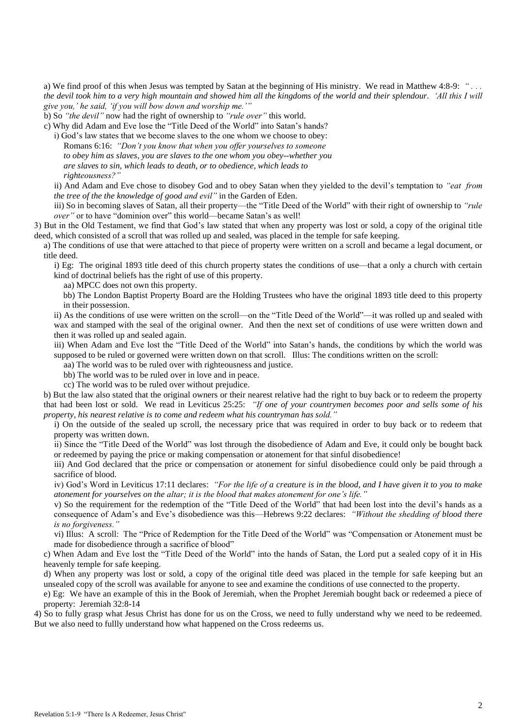a) We find proof of this when Jesus was tempted by Satan at the beginning of His ministry. We read in Matthew 4:8-9: *" . . . the devil took him to a very high mountain and showed him all the kingdoms of the world and their splendour. 'All this I will give you,' he said, 'if you will bow down and worship me.'"*

b) So *"the devil"* now had the right of ownership to *"rule over"* this world.

c) Why did Adam and Eve lose the "Title Deed of the World" into Satan's hands?

i) God's law states that we become slaves to the one whom we choose to obey: Romans 6:16: *"Don't you know that when you offer yourselves to someone to obey him as slaves, you are slaves to the one whom you obey--whether you are slaves to sin, which leads to death, or to obedience, which leads to righteousness?"*

ii) And Adam and Eve chose to disobey God and to obey Satan when they yielded to the devil's temptation to *"eat from the tree of the the knowledge of good and evil"* in the Garden of Eden.

iii) So in becoming slaves of Satan, all their property—the "Title Deed of the World" with their right of ownership to *"rule over"* or to have "dominion over" this world—became Satan's as well!

3) But in the Old Testament, we find that God's law stated that when any property was lost or sold, a copy of the original title deed, which consisted of a scroll that was rolled up and sealed, was placed in the temple for safe keeping.

a) The conditions of use that were attached to that piece of property were written on a scroll and became a legal document, or title deed.

i) Eg: The original 1893 title deed of this church property states the conditions of use—that a only a church with certain kind of doctrinal beliefs has the right of use of this property.

aa) MPCC does not own this property.

bb) The London Baptist Property Board are the Holding Trustees who have the original 1893 title deed to this property in their possession.

ii) As the conditions of use were written on the scroll—on the "Title Deed of the World"—it was rolled up and sealed with wax and stamped with the seal of the original owner. And then the next set of conditions of use were written down and then it was rolled up and sealed again.

iii) When Adam and Eve lost the "Title Deed of the World" into Satan's hands, the conditions by which the world was supposed to be ruled or governed were written down on that scroll. Illus: The conditions written on the scroll:

aa) The world was to be ruled over with righteousness and justice.

bb) The world was to be ruled over in love and in peace.

cc) The world was to be ruled over without prejudice.

b) But the law also stated that the original owners or their nearest relative had the right to buy back or to redeem the property that had been lost or sold. We read in Leviticus 25:25: *"If one of your countrymen becomes poor and sells some of his property, his nearest relative is to come and redeem what his countryman has sold."*

i) On the outside of the sealed up scroll, the necessary price that was required in order to buy back or to redeem that property was written down.

ii) Since the "Title Deed of the World" was lost through the disobedience of Adam and Eve, it could only be bought back or redeemed by paying the price or making compensation or atonement for that sinful disobedience!

iii) And God declared that the price or compensation or atonement for sinful disobedience could only be paid through a sacrifice of blood.

iv) God's Word in Leviticus 17:11 declares: *"For the life of a creature is in the blood, and I have given it to you to make atonement for yourselves on the altar; it is the blood that makes atonement for one's life."*

v) So the requirement for the redemption of the "Title Deed of the World" that had been lost into the devil's hands as a consequence of Adam's and Eve's disobedience was this—Hebrews 9:22 declares: *"Without the shedding of blood there is no forgiveness."*

vi) Illus: A scroll: The "Price of Redemption for the Title Deed of the World" was "Compensation or Atonement must be made for disobedience through a sacrifice of blood"

c) When Adam and Eve lost the "Title Deed of the World" into the hands of Satan, the Lord put a sealed copy of it in His heavenly temple for safe keeping.

d) When any property was lost or sold, a copy of the original title deed was placed in the temple for safe keeping but an unsealed copy of the scroll was available for anyone to see and examine the conditions of use connected to the property.

e) Eg: We have an example of this in the Book of Jeremiah, when the Prophet Jeremiah bought back or redeemed a piece of property: Jeremiah 32:8-14

4) So to fully grasp what Jesus Christ has done for us on the Cross, we need to fully understand why we need to be redeemed. But we also need to fullly understand how what happened on the Cross redeems us.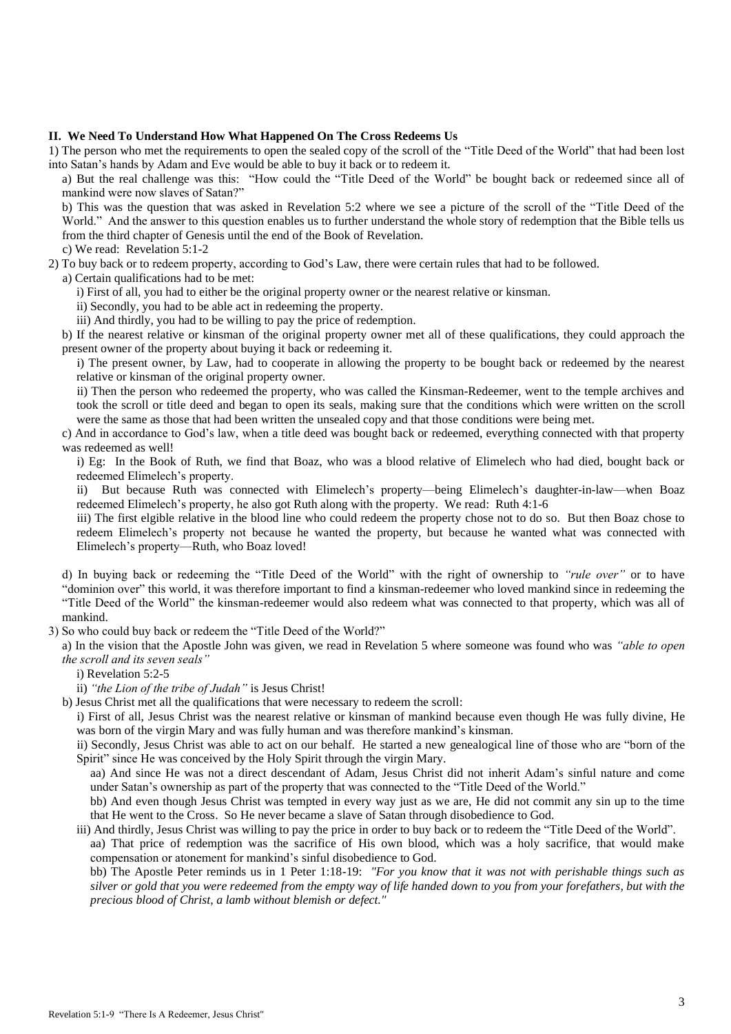**II. We Need To Understand How What Happened On The Cross Redeems Us**

1) The person who met the requirements to open the sealed copy of the scroll of the "Title Deed of the World" that had been lost into Satan's hands by Adam and Eve would be able to buy it back or to redeem it.

a) But the real challenge was this: "How could the "Title Deed of the World" be bought back or redeemed since all of mankind were now slaves of Satan?"

b) This was the question that was asked in Revelation 5:2 where we see a picture of the scroll of the "Title Deed of the World." And the answer to this question enables us to further understand the whole story of redemption that the Bible tells us from the third chapter of Genesis until the end of the Book of Revelation.

c) We read: Revelation 5:1-2

2) To buy back or to redeem property, according to God's Law, there were certain rules that had to be followed.

a) Certain qualifications had to be met:

i) First of all, you had to either be the original property owner or the nearest relative or kinsman.

ii) Secondly, you had to be able act in redeeming the property.

iii) And thirdly, you had to be willing to pay the price of redemption.

b) If the nearest relative or kinsman of the original property owner met all of these qualifications, they could approach the present owner of the property about buying it back or redeeming it.

i) The present owner, by Law, had to cooperate in allowing the property to be bought back or redeemed by the nearest relative or kinsman of the original property owner.

ii) Then the person who redeemed the property, who was called the Kinsman-Redeemer, went to the temple archives and took the scroll or title deed and began to open its seals, making sure that the conditions which were written on the scroll were the same as those that had been written the unsealed copy and that those conditions were being met.

c) And in accordance to God's law, when a title deed was bought back or redeemed, everything connected with that property was redeemed as well!

i) Eg: In the Book of Ruth, we find that Boaz, who was a blood relative of Elimelech who had died, bought back or redeemed Elimelech's property.

ii) But because Ruth was connected with Elimelech's property—being Elimelech's daughter-in-law—when Boaz redeemed Elimelech's property, he also got Ruth along with the property. We read: Ruth 4:1-6

iii) The first elgible relative in the blood line who could redeem the property chose not to do so. But then Boaz chose to redeem Elimelech's property not because he wanted the property, but because he wanted what was connected with Elimelech's property—Ruth, who Boaz loved!

d) In buying back or redeeming the "Title Deed of the World" with the right of ownership to *"rule over"* or to have "dominion over" this world, it was therefore important to find a kinsman-redeemer who loved mankind since in redeeming the "Title Deed of the World" the kinsman-redeemer would also redeem what was connected to that property, which was all of mankind.

3) So who could buy back or redeem the "Title Deed of the World?"

a) In the vision that the Apostle John was given, we read in Revelation 5 where someone was found who was *"able to open the scroll and its seven seals"*

i) Revelation 5:2-5

ii) *"the Lion of the tribe of Judah"* is Jesus Christ!

b) Jesus Christ met all the qualifications that were necessary to redeem the scroll:

i) First of all, Jesus Christ was the nearest relative or kinsman of mankind because even though He was fully divine, He was born of the virgin Mary and was fully human and was therefore mankind's kinsman.

ii) Secondly, Jesus Christ was able to act on our behalf. He started a new genealogical line of those who are "born of the Spirit" since He was conceived by the Holy Spirit through the virgin Mary.

aa) And since He was not a direct descendant of Adam, Jesus Christ did not inherit Adam's sinful nature and come under Satan's ownership as part of the property that was connected to the "Title Deed of the World."

bb) And even though Jesus Christ was tempted in every way just as we are, He did not commit any sin up to the time that He went to the Cross. So He never became a slave of Satan through disobedience to God.

iii) And thirdly, Jesus Christ was willing to pay the price in order to buy back or to redeem the "Title Deed of the World".

aa) That price of redemption was the sacrifice of His own blood, which was a holy sacrifice, that would make compensation or atonement for mankind's sinful disobedience to God.

bb) The Apostle Peter reminds us in 1 Peter 1:18-19: *"For you know that it was not with perishable things such as silver or gold that you were redeemed from the empty way of life handed down to you from your forefathers, but with the precious blood of Christ, a lamb without blemish or defect."*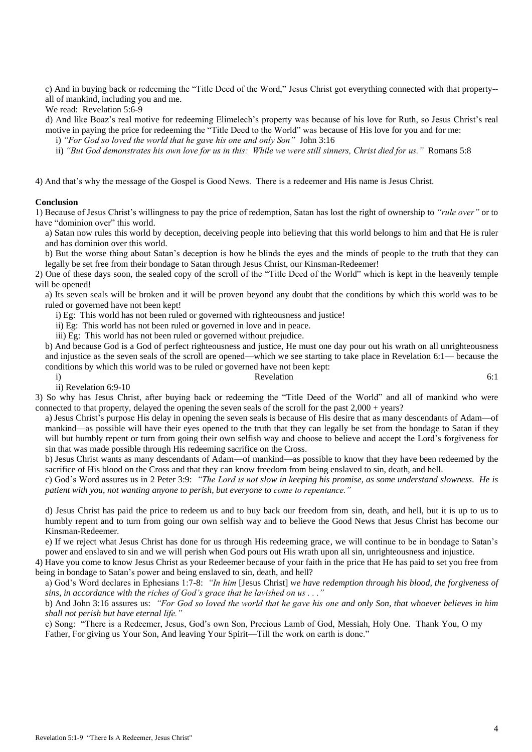c) And in buying back or redeeming the "Title Deed of the Word," Jesus Christ got everything connected with that property--all of mankind, including you and me.

We read: Revelation 5:6-9

d) And like Boaz's real motive for redeeming Elimelech's property was because of his love for Ruth, so Jesus Christ's real motive in paying the price for redeeming the "Title Deed to the World" was because of His love for you and for me:

i) *"For God so loved the world that he gave his one and only Son"* John 3:16

ii) *"But God demonstrates his own love for us in this: While we were still sinners, Christ died for us."* Romans 5:8

4) And that's why the message of the Gospel is Good News. There is a redeemer and His name is Jesus Christ.

**Conclusion**

1) Because of Jesus Christ's willingness to pay the price of redemption, Satan has lost the right of ownership to *"rule over"* or to have "dominion over" this world.

a) Satan now rules this world by deception, deceiving people into believing that this world belongs to him and that He is ruler and has dominion over this world.

b) But the worse thing about Satan's deception is how he blinds the eyes and the minds of people to the truth that they can legally be set free from their bondage to Satan through Jesus Christ, our Kinsman-Redeemer!

2) One of these days soon, the sealed copy of the scroll of the "Title Deed of the World" which is kept in the heavenly temple will be opened!

a) Its seven seals will be broken and it will be proven beyond any doubt that the conditions by which this world was to be ruled or governed have not been kept!

i) Eg: This world has not been ruled or governed with righteousness and justice!

ii) Eg: This world has not been ruled or governed in love and in peace.

iii) Eg: This world has not been ruled or governed without prejudice.

b) And because God is a God of perfect righteousness and justice, He must one day pour out his wrath on all unrighteousness and injustice as the seven seals of the scroll are opened—which we see starting to take place in Revelation 6:1— because the conditions by which this world was to be ruled or governed have not been kept:

i) Revelation 6:1

ii) Revelation 6:9-10

3) So why has Jesus Christ, after buying back or redeeming the "Title Deed of the World" and all of mankind who were connected to that property, delayed the opening the seven seals of the scroll for the past 2,000 + years?

a) Jesus Christ's purpose His delay in opening the seven seals is because of His desire that as many descendants of Adam—of mankind—as possible will have their eyes opened to the truth that they can legally be set from the bondage to Satan if they will but humbly repent or turn from going their own selfish way and choose to believe and accept the Lord's forgiveness for sin that was made possible through His redeeming sacrifice on the Cross.

b) Jesus Christ wants as many descendants of Adam—of mankind—as possible to know that they have been redeemed by the sacrifice of His blood on the Cross and that they can know freedom from being enslaved to sin, death, and hell.

c) God's Word assures us in 2 Peter 3:9: *"The Lord is not slow in keeping his promise, as some understand slowness. He is patient with you, not wanting anyone to perish, but everyone to come to repentance."*

d) Jesus Christ has paid the price to redeem us and to buy back our freedom from sin, death, and hell, but it is up to us to humbly repent and to turn from going our own selfish way and to believe the Good News that Jesus Christ has become our Kinsman-Redeemer.

e) If we reject what Jesus Christ has done for us through His redeeming grace, we will continue to be in bondage to Satan's power and enslaved to sin and we will perish when God pours out His wrath upon all sin, unrighteousness and injustice.

4) Have you come to know Jesus Christ as your Redeemer because of your faith in the price that He has paid to set you free from being in bondage to Satan's power and being enslaved to sin, death, and hell?

a) God's Word declares in Ephesians 1:7-8: *"In him* [Jesus Christ] *we have redemption through his blood, the forgiveness of sins, in accordance with the riches of God's grace that he lavished on us . . ."*

b) And John 3:16 assures us: *"For God so loved the world that he gave his one and only Son, that whoever believes in him shall not perish but have eternal life."*

c) Song: "There is a Redeemer, Jesus, God's own Son, Precious Lamb of God, Messiah, Holy One. Thank You, O my Father, For giving us Your Son, And leaving Your Spirit—Till the work on earth is done."